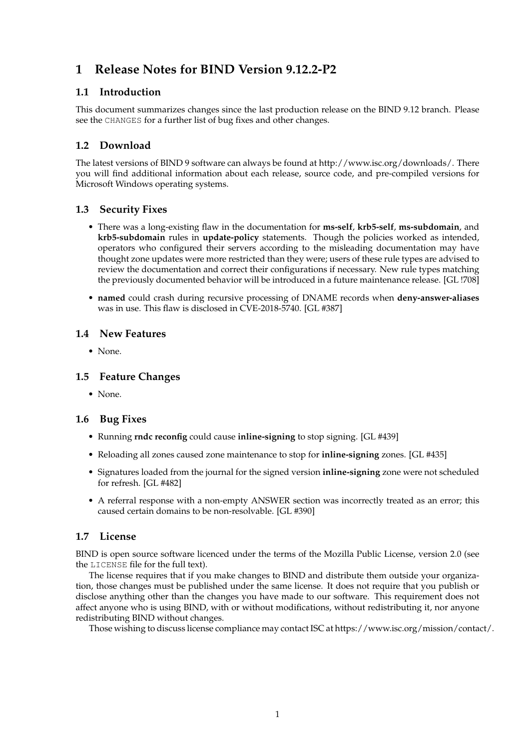# 1 Release Notes for BIND Version 9.12.2-P2

## 1.1 Introduction

This document summarizes changes since the last production release on the BIND 9.12 branch. Please see the `CHANGES` for a further list of bug fixes and other changes.

## 1.2 Download

The latest versions of BIND 9 software can always be found at http://www.isc.org/downloads/. There you will find additional information about each release, source code, and pre-compiled versions for Microsoft Windows operating systems.

## 1.3 Security Fixes

- There was a long-existing flaw in the documentation for **ms-self**, **krb5-self**, **ms-subdomain**, and **krb5-subdomain** rules in **update-policy** statements. Though the policies worked as intended, operators who configured their servers according to the misleading documentation may have thought zone updates were more restricted than they were; users of these rule types are advised to review the documentation and correct their configurations if necessary. New rule types matching the previously documented behavior will be introduced in a future maintenance release. [GL !708]
- **named** could crash during recursive processing of DNAME records when **deny-answer-aliases** was in use. This flaw is disclosed in CVE-2018-5740. [GL #387]

## 1.4 New Features

- None.

## 1.5 Feature Changes

- None.

## 1.6 Bug Fixes

- Running **rndc reconfig** could cause **inline-signing** to stop signing. [GL #439]
- Reloading all zones caused zone maintenance to stop for **inline-signing** zones. [GL #435]
- Signatures loaded from the journal for the signed version **inline-signing** zone were not scheduled for refresh. [GL #482]
- A referral response with a non-empty ANSWER section was incorrectly treated as an error; this caused certain domains to be non-resolvable. [GL #390]

## 1.7 License

BIND is open source software licenced under the terms of the Mozilla Public License, version 2.0 (see the `LICENSE` file for the full text).

The license requires that if you make changes to BIND and distribute them outside your organization, those changes must be published under the same license. It does not require that you publish or disclose anything other than the changes you have made to our software. This requirement does not affect anyone who is using BIND, with or without modifications, without redistributing it, nor anyone redistributing BIND without changes.

Those wishing to discuss license compliance may contact ISC at https://www.isc.org/mission/contact/.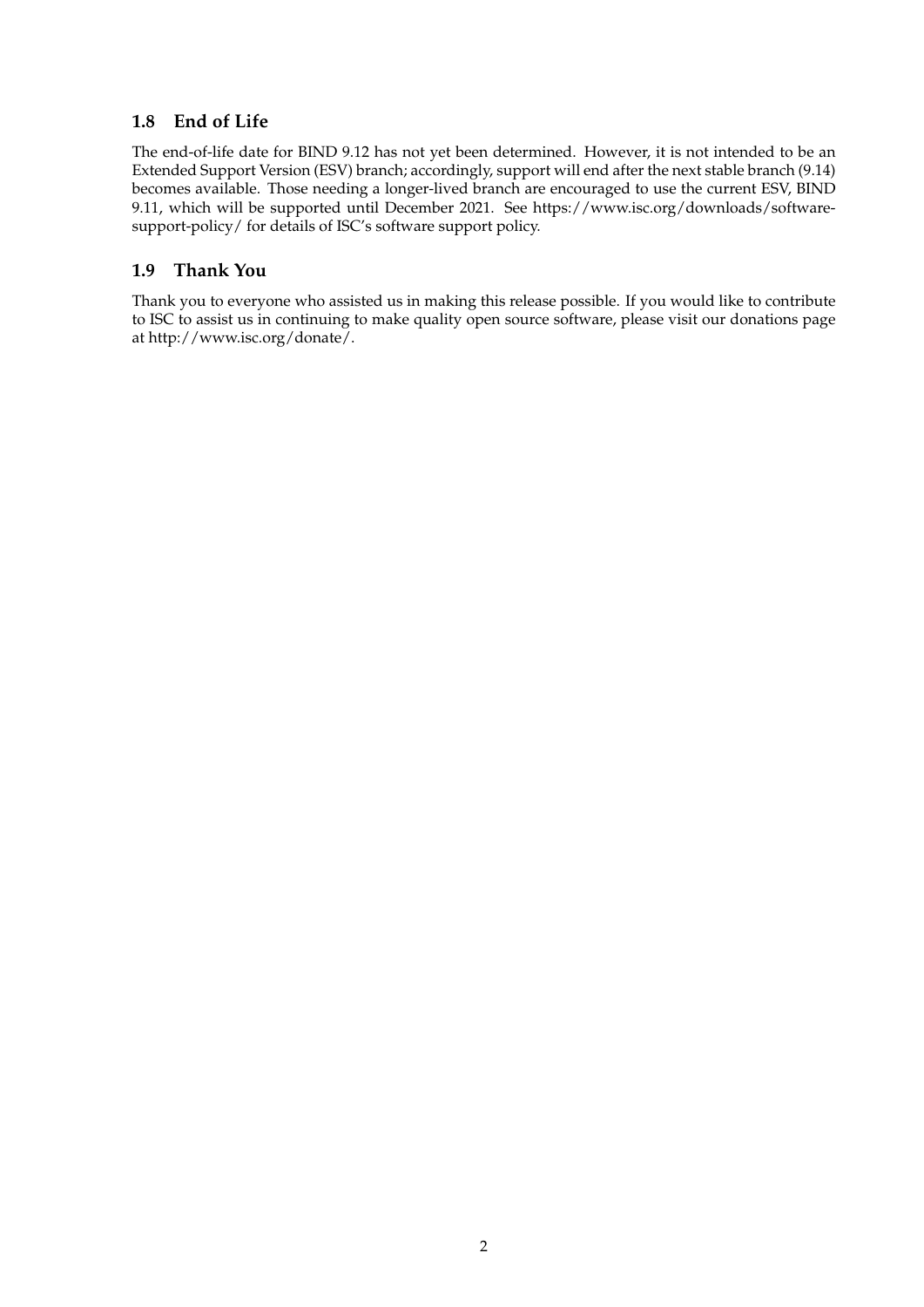### 1.8 End of Life

The end-of-life date for BIND 9.12 has not yet been determined. However, it is not intended to be an Extended Support Version (ESV) branch; accordingly, support will end after the next stable branch (9.14) becomes available. Those needing a longer-lived branch are encouraged to use the current ESV, BIND 9.11, which will be supported until December 2021. See https://www.isc.org/downloads/software-support-policy/ for details of ISC's software support policy.

### 1.9 Thank You

Thank you to everyone who assisted us in making this release possible. If you would like to contribute to ISC to assist us in continuing to make quality open source software, please visit our donations page at http://www.isc.org/donate/.